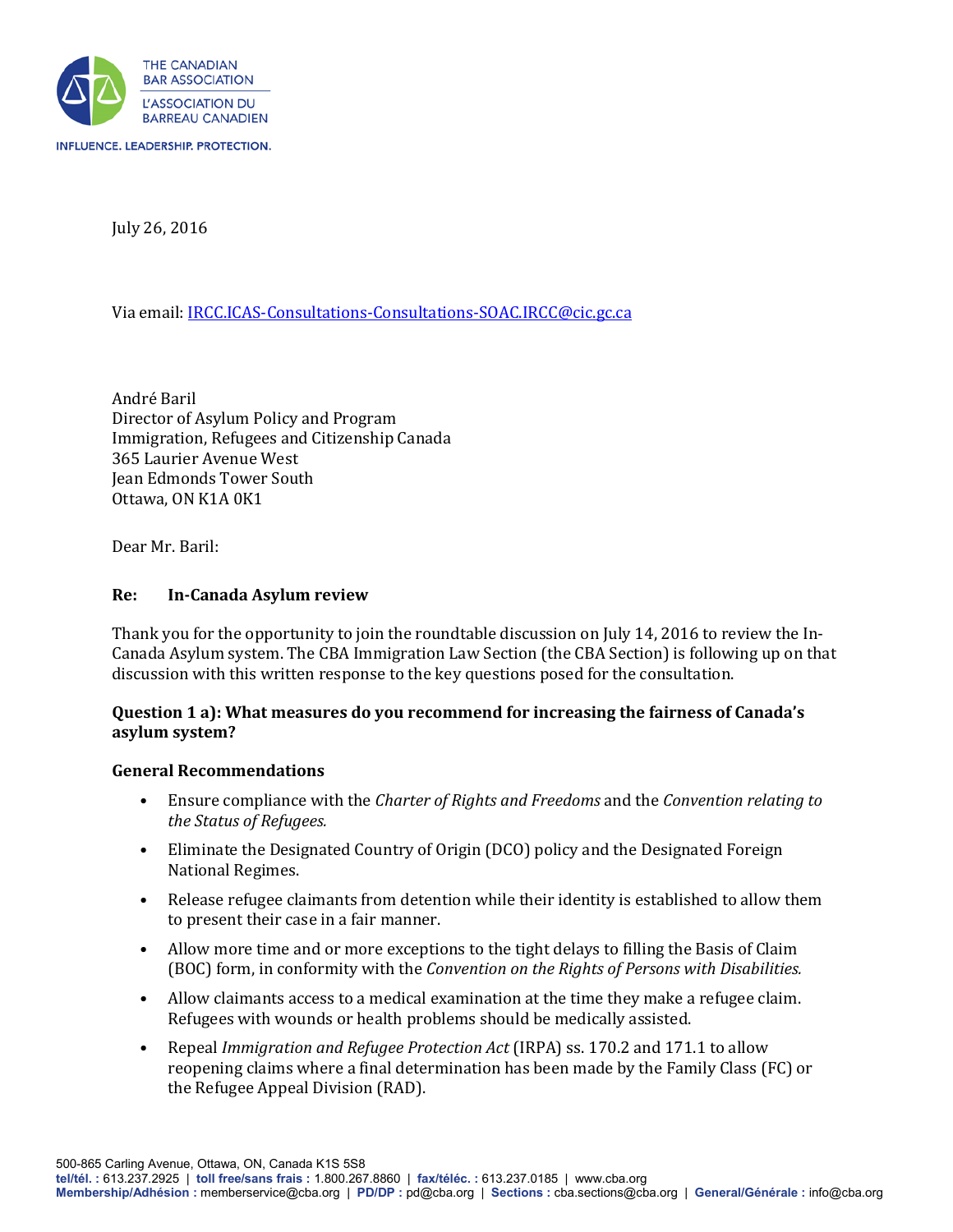THE CANADIAN BAR ASSOCIATION
L'ASSOCIATION DU BARREAU CANADIEN

INFLUENCE. LEADERSHIP. PROTECTION.

July 26, 2016

Via email: IRCC.ICAS-Consultations-Consultations-SOAC.IRCC@cic.gc.ca

André Baril
Director of Asylum Policy and Program
Immigration, Refugees and Citizenship Canada
365 Laurier Avenue West
Jean Edmonds Tower South
Ottawa, ON K1A 0K1

Dear Mr. Baril:

**Re: In-Canada Asylum review**

Thank you for the opportunity to join the roundtable discussion on July 14, 2016 to review the In-Canada Asylum system. The CBA Immigration Law Section (the CBA Section) is following up on that discussion with this written response to the key questions posed for the consultation.

**Question 1 a): What measures do you recommend for increasing the fairness of Canada's asylum system?**

**General Recommendations**

- Ensure compliance with the *Charter of Rights and Freedoms* and the *Convention relating to the Status of Refugees.*
- Eliminate the Designated Country of Origin (DCO) policy and the Designated Foreign National Regimes.
- Release refugee claimants from detention while their identity is established to allow them to present their case in a fair manner.
- Allow more time and or more exceptions to the tight delays to filling the Basis of Claim (BOC) form, in conformity with the *Convention on the Rights of Persons with Disabilities.*
- Allow claimants access to a medical examination at the time they make a refugee claim. Refugees with wounds or health problems should be medically assisted.
- Repeal *Immigration and Refugee Protection Act* (IRPA) ss. 170.2 and 171.1 to allow reopening claims where a final determination has been made by the Family Class (FC) or the Refugee Appeal Division (RAD).

500-865 Carling Avenue, Ottawa, ON, Canada K1S 5S8
**tel/tél. :** 613.237.2925 | **toll free/sans frais :** 1.800.267.8860 | **fax/téléc. :** 613.237.0185 | www.cba.org
**Membership/Adhésion :** memberservice@cba.org | **PD/DP :** pd@cba.org | **Sections :** cba.sections@cba.org | **General/Générale :** info@cba.org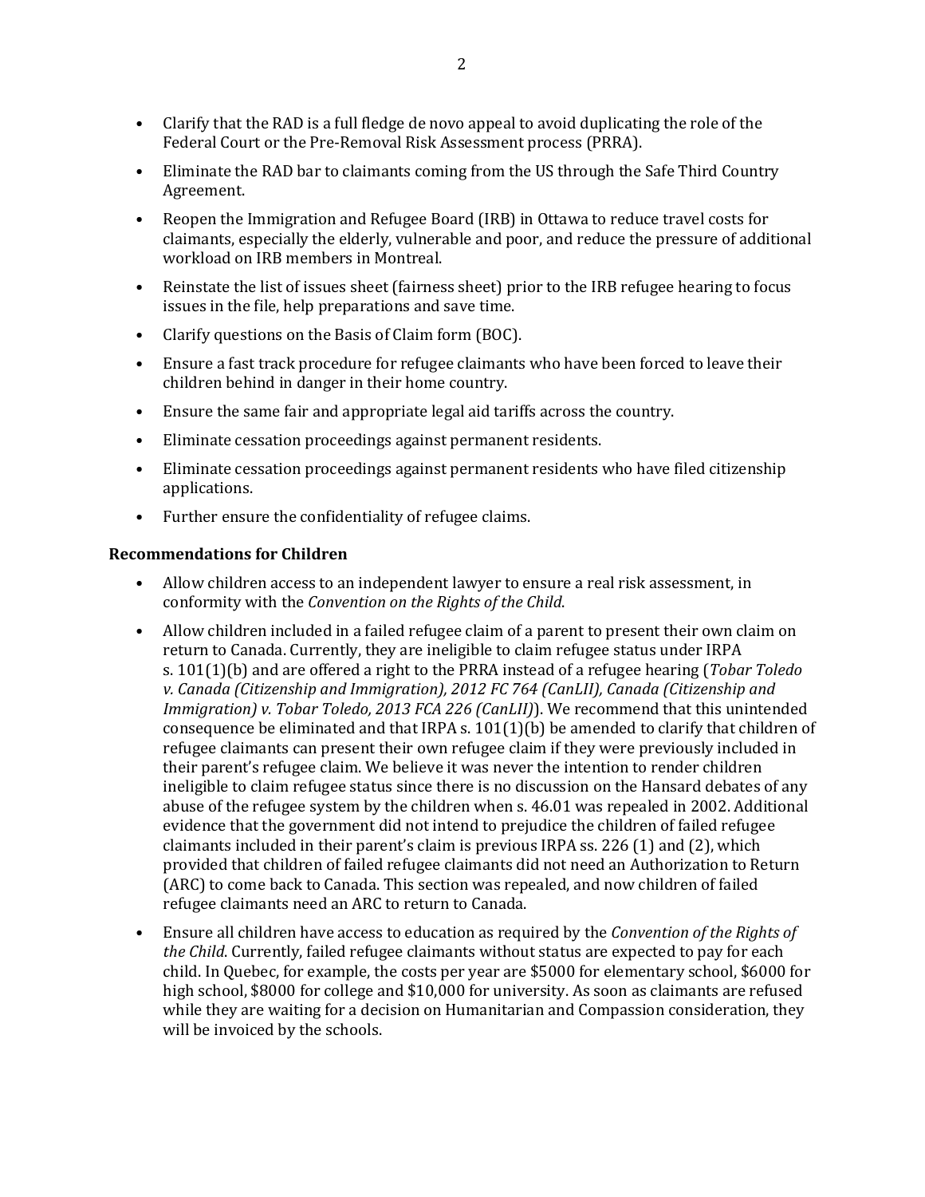- Clarify that the RAD is a full fledge de novo appeal to avoid duplicating the role of the Federal Court or the Pre-Removal Risk Assessment process (PRRA).
- Eliminate the RAD bar to claimants coming from the US through the Safe Third Country Agreement.
- Reopen the Immigration and Refugee Board (IRB) in Ottawa to reduce travel costs for claimants, especially the elderly, vulnerable and poor, and reduce the pressure of additional workload on IRB members in Montreal.
- Reinstate the list of issues sheet (fairness sheet) prior to the IRB refugee hearing to focus issues in the file, help preparations and save time.
- Clarify questions on the Basis of Claim form (BOC).
- Ensure a fast track procedure for refugee claimants who have been forced to leave their children behind in danger in their home country.
- Ensure the same fair and appropriate legal aid tariffs across the country.
- Eliminate cessation proceedings against permanent residents.
- Eliminate cessation proceedings against permanent residents who have filed citizenship applications.
- Further ensure the confidentiality of refugee claims.

**Recommendations for Children**

- Allow children access to an independent lawyer to ensure a real risk assessment, in conformity with the *Convention on the Rights of the Child*.
- Allow children included in a failed refugee claim of a parent to present their own claim on return to Canada. Currently, they are ineligible to claim refugee status under IRPA s. 101(1)(b) and are offered a right to the PRRA instead of a refugee hearing (*Tobar Toledo v. Canada (Citizenship and Immigration), 2012 FC 764 (CanLII), Canada (Citizenship and Immigration) v. Tobar Toledo, 2013 FCA 226 (CanLII)*). We recommend that this unintended consequence be eliminated and that IRPA s. 101(1)(b) be amended to clarify that children of refugee claimants can present their own refugee claim if they were previously included in their parent's refugee claim. We believe it was never the intention to render children ineligible to claim refugee status since there is no discussion on the Hansard debates of any abuse of the refugee system by the children when s. 46.01 was repealed in 2002. Additional evidence that the government did not intend to prejudice the children of failed refugee claimants included in their parent's claim is previous IRPA ss. 226 (1) and (2), which provided that children of failed refugee claimants did not need an Authorization to Return (ARC) to come back to Canada. This section was repealed, and now children of failed refugee claimants need an ARC to return to Canada.
- Ensure all children have access to education as required by the *Convention of the Rights of the Child*. Currently, failed refugee claimants without status are expected to pay for each child. In Quebec, for example, the costs per year are $5000 for elementary school, $6000 for high school, $8000 for college and $10,000 for university. As soon as claimants are refused while they are waiting for a decision on Humanitarian and Compassion consideration, they will be invoiced by the schools.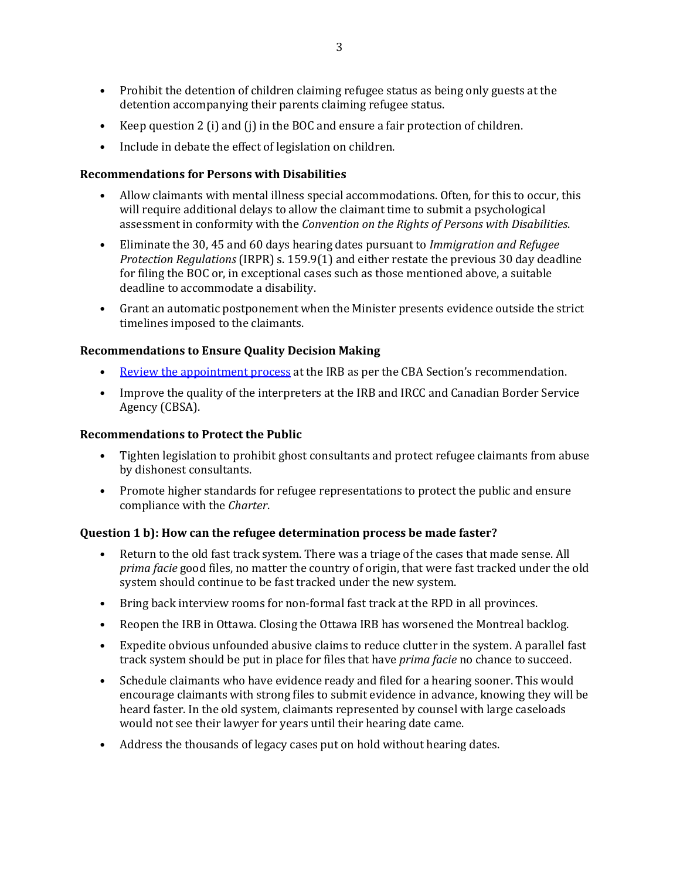- Prohibit the detention of children claiming refugee status as being only guests at the detention accompanying their parents claiming refugee status.
- Keep question 2 (i) and (j) in the BOC and ensure a fair protection of children.
- Include in debate the effect of legislation on children.

**Recommendations for Persons with Disabilities**

- Allow claimants with mental illness special accommodations. Often, for this to occur, this will require additional delays to allow the claimant time to submit a psychological assessment in conformity with the *Convention on the Rights of Persons with Disabilities*.
- Eliminate the 30, 45 and 60 days hearing dates pursuant to *Immigration and Refugee Protection Regulations* (IRPR) s. 159.9(1) and either restate the previous 30 day deadline for filing the BOC or, in exceptional cases such as those mentioned above, a suitable deadline to accommodate a disability.
- Grant an automatic postponement when the Minister presents evidence outside the strict timelines imposed to the claimants.

**Recommendations to Ensure Quality Decision Making**

- Review the appointment process at the IRB as per the CBA Section's recommendation.
- Improve the quality of the interpreters at the IRB and IRCC and Canadian Border Service Agency (CBSA).

**Recommendations to Protect the Public**

- Tighten legislation to prohibit ghost consultants and protect refugee claimants from abuse by dishonest consultants.
- Promote higher standards for refugee representations to protect the public and ensure compliance with the *Charter*.

**Question 1 b): How can the refugee determination process be made faster?**

- Return to the old fast track system. There was a triage of the cases that made sense. All *prima facie* good files, no matter the country of origin, that were fast tracked under the old system should continue to be fast tracked under the new system.
- Bring back interview rooms for non-formal fast track at the RPD in all provinces.
- Reopen the IRB in Ottawa. Closing the Ottawa IRB has worsened the Montreal backlog.
- Expedite obvious unfounded abusive claims to reduce clutter in the system. A parallel fast track system should be put in place for files that have *prima facie* no chance to succeed.
- Schedule claimants who have evidence ready and filed for a hearing sooner. This would encourage claimants with strong files to submit evidence in advance, knowing they will be heard faster. In the old system, claimants represented by counsel with large caseloads would not see their lawyer for years until their hearing date came.
- Address the thousands of legacy cases put on hold without hearing dates.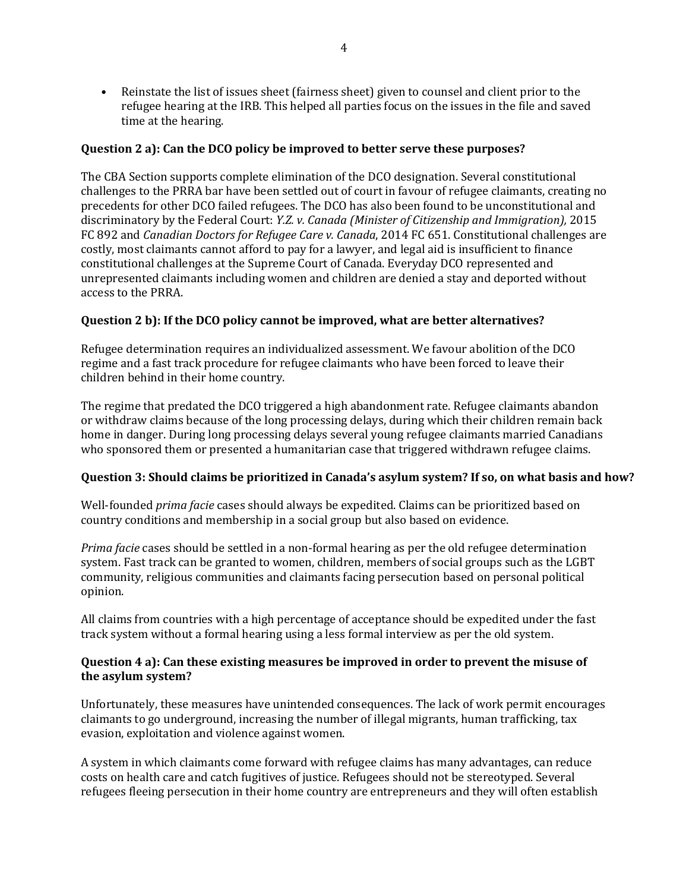- Reinstate the list of issues sheet (fairness sheet) given to counsel and client prior to the refugee hearing at the IRB. This helped all parties focus on the issues in the file and saved time at the hearing.

**Question 2 a): Can the DCO policy be improved to better serve these purposes?**

The CBA Section supports complete elimination of the DCO designation. Several constitutional challenges to the PRRA bar have been settled out of court in favour of refugee claimants, creating no precedents for other DCO failed refugees. The DCO has also been found to be unconstitutional and discriminatory by the Federal Court: *Y.Z. v. Canada (Minister of Citizenship and Immigration),* 2015 FC 892 and *Canadian Doctors for Refugee Care v. Canada*, 2014 FC 651. Constitutional challenges are costly, most claimants cannot afford to pay for a lawyer, and legal aid is insufficient to finance constitutional challenges at the Supreme Court of Canada. Everyday DCO represented and unrepresented claimants including women and children are denied a stay and deported without access to the PRRA.

**Question 2 b): If the DCO policy cannot be improved, what are better alternatives?**

Refugee determination requires an individualized assessment. We favour abolition of the DCO regime and a fast track procedure for refugee claimants who have been forced to leave their children behind in their home country.

The regime that predated the DCO triggered a high abandonment rate. Refugee claimants abandon or withdraw claims because of the long processing delays, during which their children remain back home in danger. During long processing delays several young refugee claimants married Canadians who sponsored them or presented a humanitarian case that triggered withdrawn refugee claims.

**Question 3: Should claims be prioritized in Canada's asylum system? If so, on what basis and how?**

Well-founded *prima facie* cases should always be expedited. Claims can be prioritized based on country conditions and membership in a social group but also based on evidence.

*Prima facie* cases should be settled in a non-formal hearing as per the old refugee determination system. Fast track can be granted to women, children, members of social groups such as the LGBT community, religious communities and claimants facing persecution based on personal political opinion.

All claims from countries with a high percentage of acceptance should be expedited under the fast track system without a formal hearing using a less formal interview as per the old system.

**Question 4 a): Can these existing measures be improved in order to prevent the misuse of the asylum system?**

Unfortunately, these measures have unintended consequences. The lack of work permit encourages claimants to go underground, increasing the number of illegal migrants, human trafficking, tax evasion, exploitation and violence against women.

A system in which claimants come forward with refugee claims has many advantages, can reduce costs on health care and catch fugitives of justice. Refugees should not be stereotyped. Several refugees fleeing persecution in their home country are entrepreneurs and they will often establish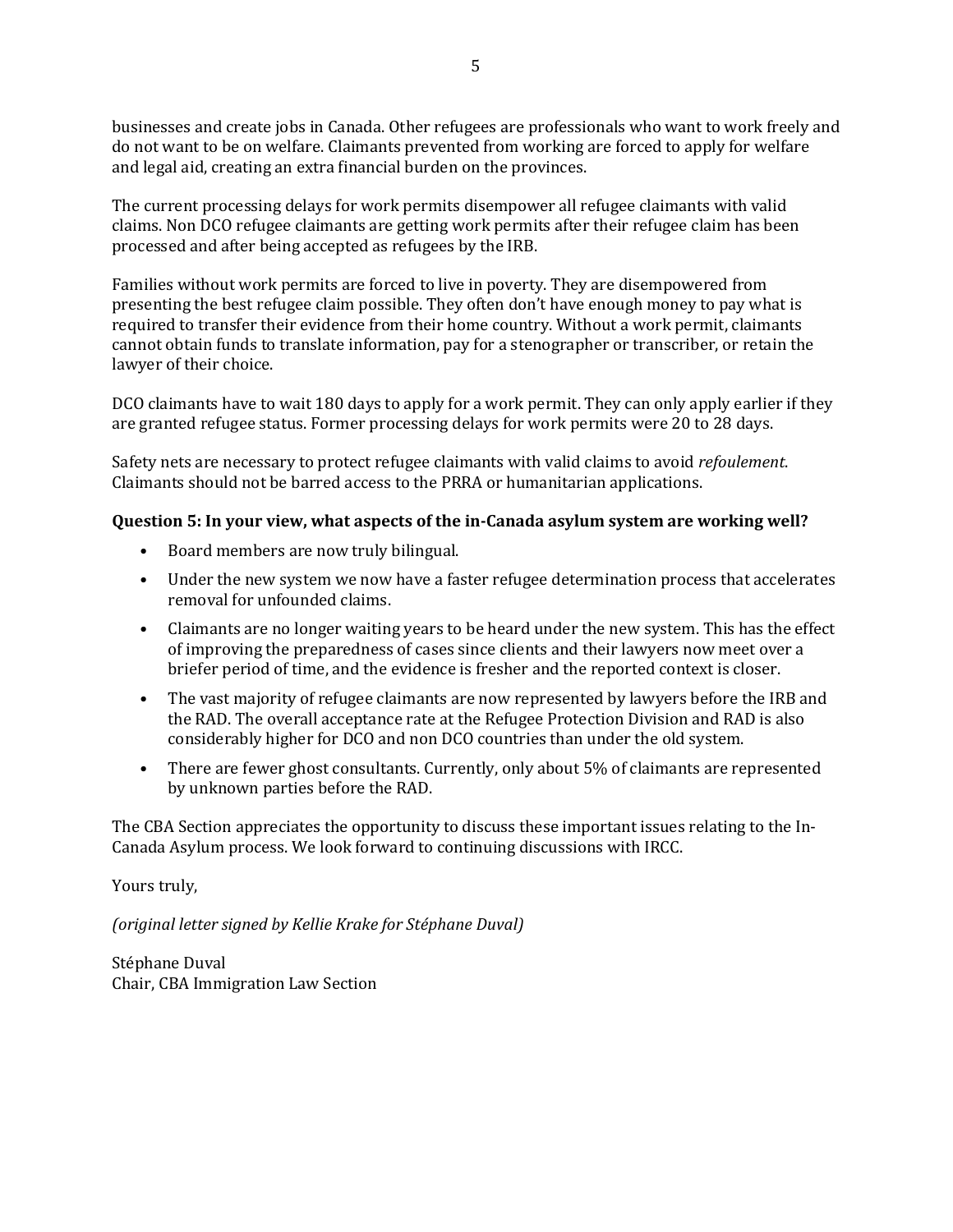businesses and create jobs in Canada. Other refugees are professionals who want to work freely and do not want to be on welfare. Claimants prevented from working are forced to apply for welfare and legal aid, creating an extra financial burden on the provinces.

The current processing delays for work permits disempower all refugee claimants with valid claims. Non DCO refugee claimants are getting work permits after their refugee claim has been processed and after being accepted as refugees by the IRB.

Families without work permits are forced to live in poverty. They are disempowered from presenting the best refugee claim possible. They often don't have enough money to pay what is required to transfer their evidence from their home country. Without a work permit, claimants cannot obtain funds to translate information, pay for a stenographer or transcriber, or retain the lawyer of their choice.

DCO claimants have to wait 180 days to apply for a work permit. They can only apply earlier if they are granted refugee status. Former processing delays for work permits were 20 to 28 days.

Safety nets are necessary to protect refugee claimants with valid claims to avoid *refoulement*. Claimants should not be barred access to the PRRA or humanitarian applications.

**Question 5: In your view, what aspects of the in-Canada asylum system are working well?**

- Board members are now truly bilingual.
- Under the new system we now have a faster refugee determination process that accelerates removal for unfounded claims.
- Claimants are no longer waiting years to be heard under the new system. This has the effect of improving the preparedness of cases since clients and their lawyers now meet over a briefer period of time, and the evidence is fresher and the reported context is closer.
- The vast majority of refugee claimants are now represented by lawyers before the IRB and the RAD. The overall acceptance rate at the Refugee Protection Division and RAD is also considerably higher for DCO and non DCO countries than under the old system.
- There are fewer ghost consultants. Currently, only about 5% of claimants are represented by unknown parties before the RAD.

The CBA Section appreciates the opportunity to discuss these important issues relating to the In-Canada Asylum process. We look forward to continuing discussions with IRCC.

Yours truly,

*(original letter signed by Kellie Krake for Stéphane Duval)*

Stéphane Duval
Chair, CBA Immigration Law Section